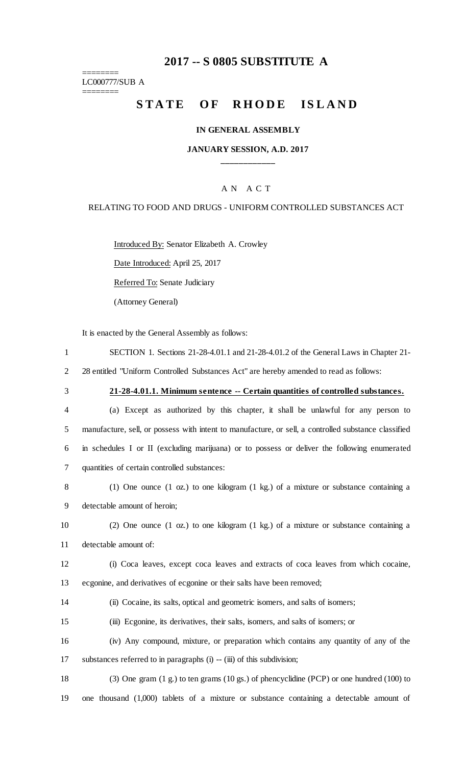# 2017 -- S 0805 SUBSTITUTE A

========
LC000777/SUB A
========

## STATE OF RHODE ISLAND

### IN GENERAL ASSEMBLY

### JANUARY SESSION, A.D. 2017

---

A N A C T

RELATING TO FOOD AND DRUGS - UNIFORM CONTROLLED SUBSTANCES ACT

Introduced By: Senator Elizabeth A. Crowley

Date Introduced: April 25, 2017

Referred To: Senate Judiciary

(Attorney General)

It is enacted by the General Assembly as follows:

SECTION 1. Sections 21-28-4.01.1 and 21-28-4.01.2 of the General Laws in Chapter 21-28 entitled "Uniform Controlled Substances Act" are hereby amended to read as follows:

**21-28-4.01.1. Minimum sentence -- Certain quantities of controlled substances.**

(a) Except as authorized by this chapter, it shall be unlawful for any person to manufacture, sell, or possess with intent to manufacture, or sell, a controlled substance classified in schedules I or II (excluding marijuana) or to possess or deliver the following enumerated quantities of certain controlled substances:

(1) One ounce (1 oz.) to one kilogram (1 kg.) of a mixture or substance containing a detectable amount of heroin;

(2) One ounce (1 oz.) to one kilogram (1 kg.) of a mixture or substance containing a detectable amount of:

(i) Coca leaves, except coca leaves and extracts of coca leaves from which cocaine, ecgonine, and derivatives of ecgonine or their salts have been removed;

(ii) Cocaine, its salts, optical and geometric isomers, and salts of isomers;

(iii) Ecgonine, its derivatives, their salts, isomers, and salts of isomers; or

(iv) Any compound, mixture, or preparation which contains any quantity of any of the substances referred to in paragraphs (i) -- (iii) of this subdivision;

(3) One gram (1 g.) to ten grams (10 gs.) of phencyclidine (PCP) or one hundred (100) to one thousand (1,000) tablets of a mixture or substance containing a detectable amount of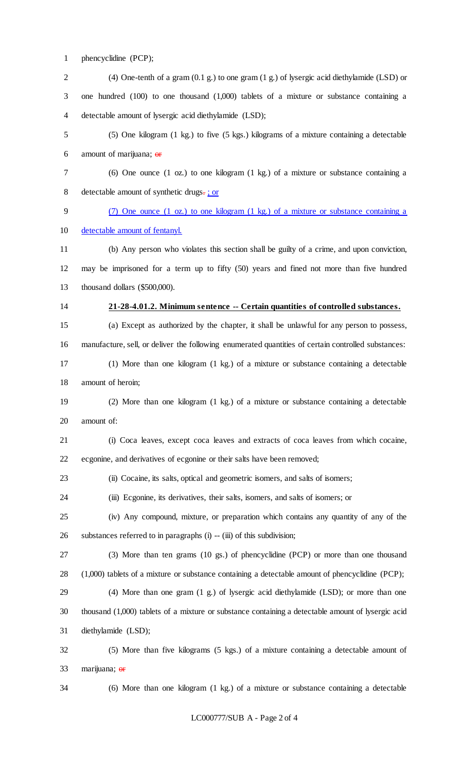phencyclidine (PCP);

(4) One-tenth of a gram (0.1 g.) to one gram (1 g.) of lysergic acid diethylamide (LSD) or one hundred (100) to one thousand (1,000) tablets of a mixture or substance containing a detectable amount of lysergic acid diethylamide (LSD);

(5) One kilogram (1 kg.) to five (5 kgs.) kilograms of a mixture containing a detectable amount of marijuana; ~~or~~

(6) One ounce (1 oz.) to one kilogram (1 kg.) of a mixture or substance containing a detectable amount of synthetic drugs~~.~~ ; or

(7) One ounce (1 oz.) to one kilogram (1 kg.) of a mixture or substance containing a detectable amount of fentanyl.

(b) Any person who violates this section shall be guilty of a crime, and upon conviction, may be imprisoned for a term up to fifty (50) years and fined not more than five hundred thousand dollars ($500,000).

**21-28-4.01.2. Minimum sentence -- Certain quantities of controlled substances.**

(a) Except as authorized by the chapter, it shall be unlawful for any person to possess, manufacture, sell, or deliver the following enumerated quantities of certain controlled substances:

(1) More than one kilogram (1 kg.) of a mixture or substance containing a detectable amount of heroin;

(2) More than one kilogram (1 kg.) of a mixture or substance containing a detectable amount of:

(i) Coca leaves, except coca leaves and extracts of coca leaves from which cocaine, ecgonine, and derivatives of ecgonine or their salts have been removed;

(ii) Cocaine, its salts, optical and geometric isomers, and salts of isomers;

(iii) Ecgonine, its derivatives, their salts, isomers, and salts of isomers; or

(iv) Any compound, mixture, or preparation which contains any quantity of any of the substances referred to in paragraphs (i) -- (iii) of this subdivision;

(3) More than ten grams (10 gs.) of phencyclidine (PCP) or more than one thousand (1,000) tablets of a mixture or substance containing a detectable amount of phencyclidine (PCP);

(4) More than one gram (1 g.) of lysergic acid diethylamide (LSD); or more than one thousand (1,000) tablets of a mixture or substance containing a detectable amount of lysergic acid diethylamide (LSD);

(5) More than five kilograms (5 kgs.) of a mixture containing a detectable amount of marijuana; ~~or~~

(6) More than one kilogram (1 kg.) of a mixture or substance containing a detectable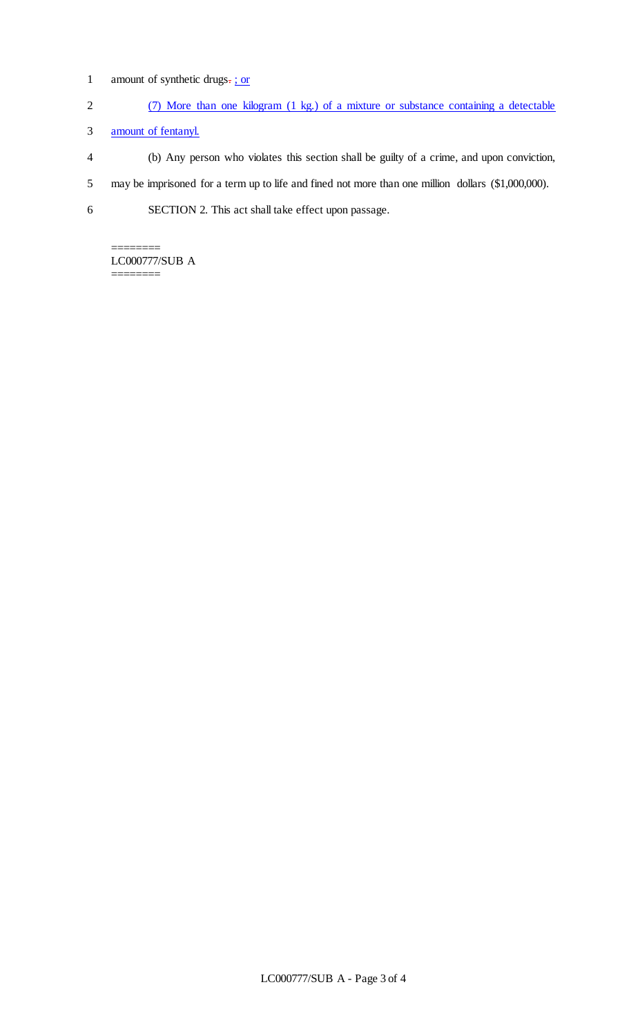amount of synthetic drugs. ; or

(7) More than one kilogram (1 kg.) of a mixture or substance containing a detectable amount of fentanyl.

(b) Any person who violates this section shall be guilty of a crime, and upon conviction, may be imprisoned for a term up to life and fined not more than one million dollars ($1,000,000).

SECTION 2. This act shall take effect upon passage.

========
LC000777/SUB A
========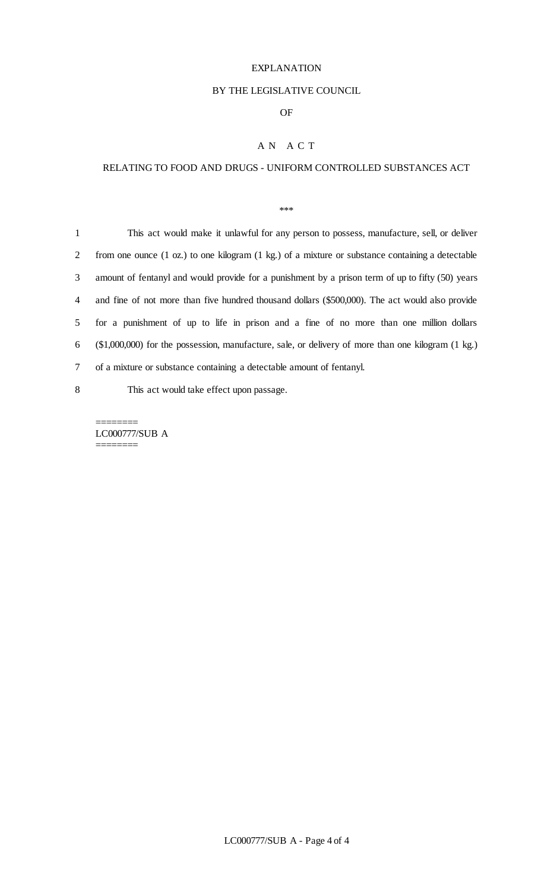EXPLANATION

BY THE LEGISLATIVE COUNCIL

OF

# A N A C T

## RELATING TO FOOD AND DRUGS - UNIFORM CONTROLLED SUBSTANCES ACT

***

This act would make it unlawful for any person to possess, manufacture, sell, or deliver from one ounce (1 oz.) to one kilogram (1 kg.) of a mixture or substance containing a detectable amount of fentanyl and would provide for a punishment by a prison term of up to fifty (50) years and fine of not more than five hundred thousand dollars ($500,000). The act would also provide for a punishment of up to life in prison and a fine of no more than one million dollars ($1,000,000) for the possession, manufacture, sale, or delivery of more than one kilogram (1 kg.) of a mixture or substance containing a detectable amount of fentanyl.

This act would take effect upon passage.

========
LC000777/SUB A
========